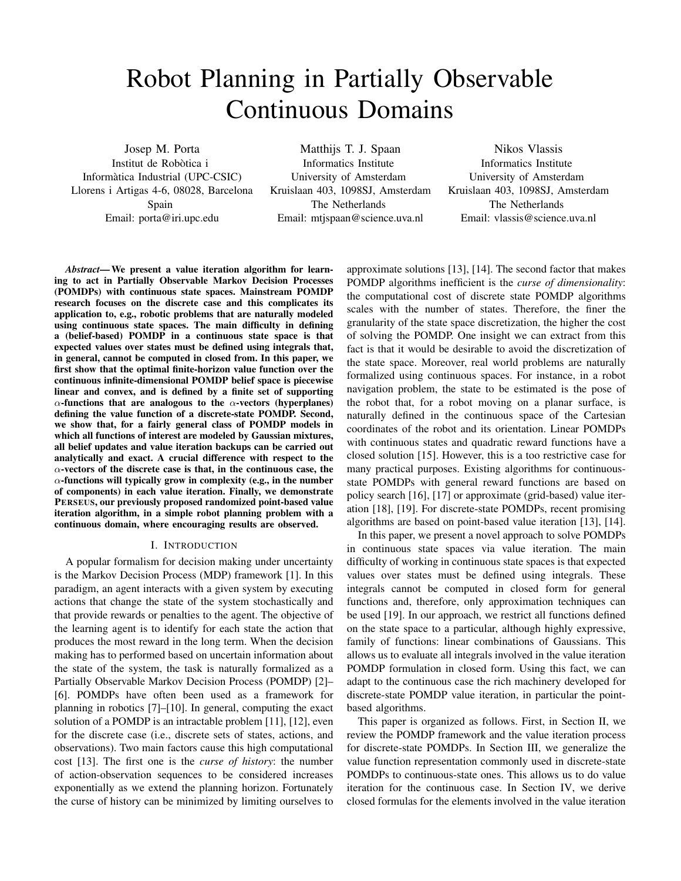# Robot Planning in Partially Observable Continuous Domains

Josep M. Porta
Institut de Robòtica i
Informàtica Industrial (UPC-CSIC)
Llorens i Artigas 4-6, 08028, Barcelona
Spain
Email: porta@iri.upc.edu

Matthijs T. J. Spaan
Informatics Institute
University of Amsterdam
Kruislaan 403, 1098SJ, Amsterdam
The Netherlands
Email: mtjspaan@science.uva.nl

Nikos Vlassis
Informatics Institute
University of Amsterdam
Kruislaan 403, 1098SJ, Amsterdam
The Netherlands
Email: vlassis@science.uva.nl

***Abstract*— We present a value iteration algorithm for learning to act in Partially Observable Markov Decision Processes (POMDPs) with continuous state spaces. Mainstream POMDP research focuses on the discrete case and this complicates its application to, e.g., robotic problems that are naturally modeled using continuous state spaces. The main difficulty in defining a (belief-based) POMDP in a continuous state space is that expected values over states must be defined using integrals that, in general, cannot be computed in closed from. In this paper, we first show that the optimal finite-horizon value function over the continuous infinite-dimensional POMDP belief space is piecewise linear and convex, and is defined by a finite set of supporting $\alpha$-functions that are analogous to the $\alpha$-vectors (hyperplanes) defining the value function of a discrete-state POMDP. Second, we show that, for a fairly general class of POMDP models in which all functions of interest are modeled by Gaussian mixtures, all belief updates and value iteration backups can be carried out analytically and exact. A crucial difference with respect to the $\alpha$-vectors of the discrete case is that, in the continuous case, the $\alpha$-functions will typically grow in complexity (e.g., in the number of components) in each value iteration. Finally, we demonstrate PERSEUS, our previously proposed randomized point-based value iteration algorithm, in a simple robot planning problem with a continuous domain, where encouraging results are observed.**

## I. INTRODUCTION

A popular formalism for decision making under uncertainty is the Markov Decision Process (MDP) framework [1]. In this paradigm, an agent interacts with a given system by executing actions that change the state of the system stochastically and that provide rewards or penalties to the agent. The objective of the learning agent is to identify for each state the action that produces the most reward in the long term. When the decision making has to performed based on uncertain information about the state of the system, the task is naturally formalized as a Partially Observable Markov Decision Process (POMDP) [2]–[6]. POMDPs have often been used as a framework for planning in robotics [7]–[10]. In general, computing the exact solution of a POMDP is an intractable problem [11], [12], even for the discrete case (i.e., discrete sets of states, actions, and observations). Two main factors cause this high computational cost [13]. The first one is the *curse of history*: the number of action-observation sequences to be considered increases exponentially as we extend the planning horizon. Fortunately the curse of history can be minimized by limiting ourselves to approximate solutions [13], [14]. The second factor that makes POMDP algorithms inefficient is the *curse of dimensionality*: the computational cost of discrete state POMDP algorithms scales with the number of states. Therefore, the finer the granularity of the state space discretization, the higher the cost of solving the POMDP. One insight we can extract from this fact is that it would be desirable to avoid the discretization of the state space. Moreover, real world problems are naturally formalized using continuous spaces. For instance, in a robot navigation problem, the state to be estimated is the pose of the robot that, for a robot moving on a planar surface, is naturally defined in the continuous space of the Cartesian coordinates of the robot and its orientation. Linear POMDPs with continuous states and quadratic reward functions have a closed solution [15]. However, this is a too restrictive case for many practical purposes. Existing algorithms for continuous-state POMDPs with general reward functions are based on policy search [16], [17] or approximate (grid-based) value iteration [18], [19]. For discrete-state POMDPs, recent promising algorithms are based on point-based value iteration [13], [14].

In this paper, we present a novel approach to solve POMDPs in continuous state spaces via value iteration. The main difficulty of working in continuous state spaces is that expected values over states must be defined using integrals. These integrals cannot be computed in closed form for general functions and, therefore, only approximation techniques can be used [19]. In our approach, we restrict all functions defined on the state space to a particular, although highly expressive, family of functions: linear combinations of Gaussians. This allows us to evaluate all integrals involved in the value iteration POMDP formulation in closed form. Using this fact, we can adapt to the continuous case the rich machinery developed for discrete-state POMDP value iteration, in particular the point-based algorithms.

This paper is organized as follows. First, in Section II, we review the POMDP framework and the value iteration process for discrete-state POMDPs. In Section III, we generalize the value function representation commonly used in discrete-state POMDPs to continuous-state ones. This allows us to do value iteration for the continuous case. In Section IV, we derive closed formulas for the elements involved in the value iteration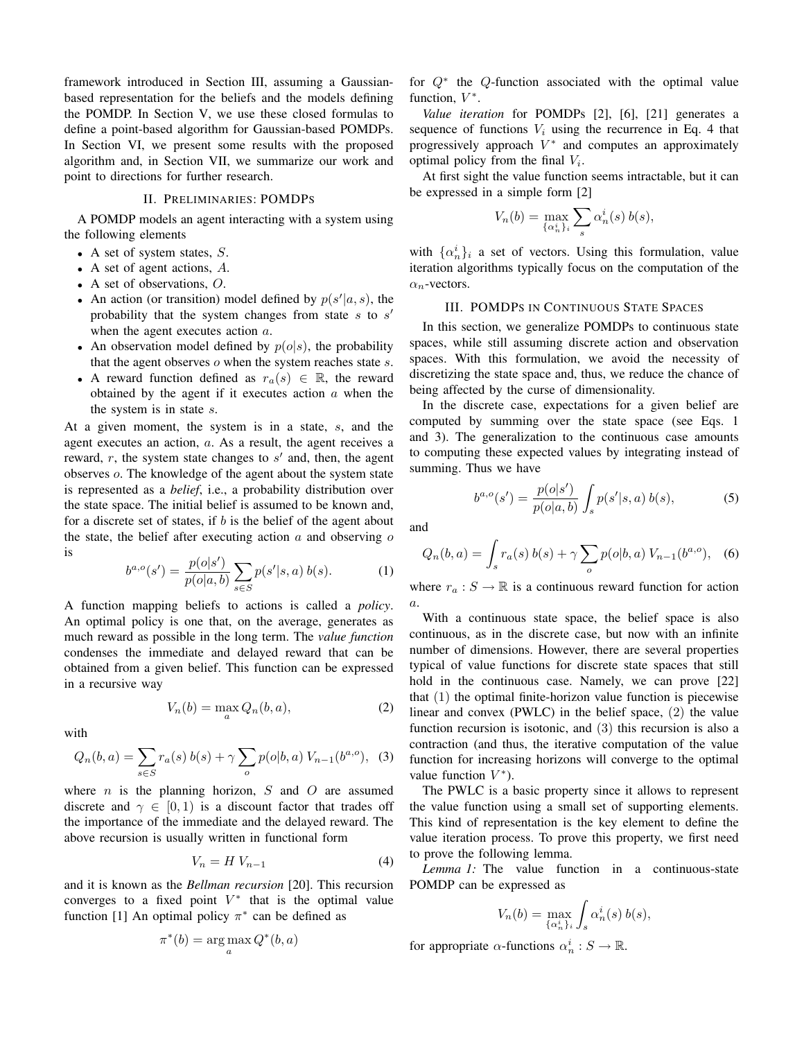framework introduced in Section III, assuming a Gaussian-based representation for the beliefs and the models defining the POMDP. In Section V, we use these closed formulas to define a point-based algorithm for Gaussian-based POMDPs. In Section VI, we present some results with the proposed algorithm and, in Section VII, we summarize our work and point to directions for further research.

## II. Preliminaries: POMDPs

A POMDP models an agent interacting with a system using the following elements

- A set of system states, $S$.
- A set of agent actions, $A$.
- A set of observations, $O$.
- An action (or transition) model defined by $p(s'|a,s)$, the probability that the system changes from state $s$ to $s'$ when the agent executes action $a$.
- An observation model defined by $p(o|s)$, the probability that the agent observes $o$ when the system reaches state $s$.
- A reward function defined as $r_a(s) \in \mathbb{R}$, the reward obtained by the agent if it executes action $a$ when the the system is in state $s$.

At a given moment, the system is in a state, $s$, and the agent executes an action, $a$. As a result, the agent receives a reward, $r$, the system state changes to $s'$ and, then, the agent observes $o$. The knowledge of the agent about the system state is represented as a *belief*, i.e., a probability distribution over the state space. The initial belief is assumed to be known and, for a discrete set of states, if $b$ is the belief of the agent about the state, the belief after executing action $a$ and observing $o$ is

$$b^{a,o}(s') = \frac{p(o|s')}{p(o|a,b)} \sum_{s \in S} p(s'|s,a)\, b(s). \tag{1}$$

A function mapping beliefs to actions is called a *policy*. An optimal policy is one that, on the average, generates as much reward as possible in the long term. The *value function* condenses the immediate and delayed reward that can be obtained from a given belief. This function can be expressed in a recursive way

$$V_n(b) = \max_a Q_n(b,a), \tag{2}$$

with

$$Q_n(b,a) = \sum_{s \in S} r_a(s)\, b(s) + \gamma \sum_o p(o|b,a)\, V_{n-1}(b^{a,o}), \tag{3}$$

where $n$ is the planning horizon, $S$ and $O$ are assumed discrete and $\gamma \in [0,1)$ is a discount factor that trades off the importance of the immediate and the delayed reward. The above recursion is usually written in functional form

$$V_n = H\, V_{n-1} \tag{4}$$

and it is known as the *Bellman recursion* [20]. This recursion converges to a fixed point $V^*$ that is the optimal value function [1] An optimal policy $\pi^*$ can be defined as

$$\pi^*(b) = \arg\max_a Q^*(b,a)$$

for $Q^*$ the $Q$-function associated with the optimal value function, $V^*$.

*Value iteration* for POMDPs [2], [6], [21] generates a sequence of functions $V_i$ using the recurrence in Eq. 4 that progressively approach $V^*$ and computes an approximately optimal policy from the final $V_i$.

At first sight the value function seems intractable, but it can be expressed in a simple form [2]

$$V_n(b) = \max_{\{\alpha_n^i\}_i} \sum_s \alpha_n^i(s)\, b(s),$$

with $\{\alpha_n^i\}_i$ a set of vectors. Using this formulation, value iteration algorithms typically focus on the computation of the $\alpha_n$-vectors.

## III. POMDPs in Continuous State Spaces

In this section, we generalize POMDPs to continuous state spaces, while still assuming discrete action and observation spaces. With this formulation, we avoid the necessity of discretizing the state space and, thus, we reduce the chance of being affected by the curse of dimensionality.

In the discrete case, expectations for a given belief are computed by summing over the state space (see Eqs. 1 and 3). The generalization to the continuous case amounts to computing these expected values by integrating instead of summing. Thus we have

$$b^{a,o}(s') = \frac{p(o|s')}{p(o|a,b)} \int_s p(s'|s,a)\, b(s), \tag{5}$$

and

$$Q_n(b,a) = \int_s r_a(s)\, b(s) + \gamma \sum_o p(o|b,a)\, V_{n-1}(b^{a,o}), \tag{6}$$

where $r_a : S \rightarrow \mathbb{R}$ is a continuous reward function for action $a$.

With a continuous state space, the belief space is also continuous, as in the discrete case, but now with an infinite number of dimensions. However, there are several properties typical of value functions for discrete state spaces that still hold in the continuous case. Namely, we can prove [22] that (1) the optimal finite-horizon value function is piecewise linear and convex (PWLC) in the belief space, (2) the value function recursion is isotonic, and (3) this recursion is also a contraction (and thus, the iterative computation of the value function for increasing horizons will converge to the optimal value function $V^*$).

The PWLC is a basic property since it allows to represent the value function using a small set of supporting elements. This kind of representation is the key element to define the value iteration process. To prove this property, we first need to prove the following lemma.

*Lemma 1:* The value function in a continuous-state POMDP can be expressed as

$$V_n(b) = \max_{\{\alpha_n^i\}_i} \int_s \alpha_n^i(s)\, b(s),$$

for appropriate $\alpha$-functions $\alpha_n^i : S \rightarrow \mathbb{R}$.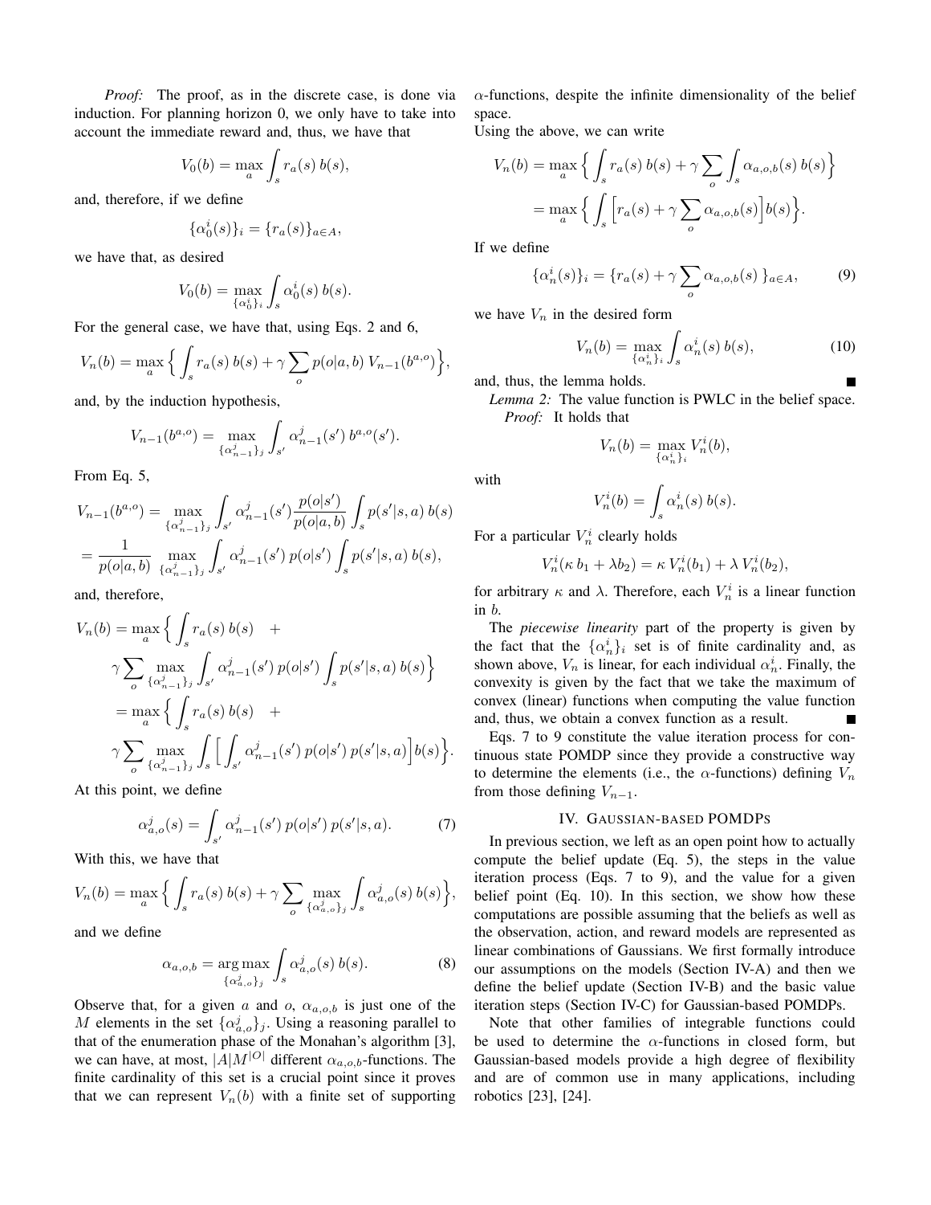*Proof:* The proof, as in the discrete case, is done via induction. For planning horizon 0, we only have to take into account the immediate reward and, thus, we have that

$$V_0(b) = \max_a \int_s r_a(s)\, b(s),$$

and, therefore, if we define

$$\{\alpha_0^i(s)\}_i = \{r_a(s)\}_{a \in A},$$

we have that, as desired

$$V_0(b) = \max_{\{\alpha_0^i\}_i} \int_s \alpha_0^i(s)\, b(s).$$

For the general case, we have that, using Eqs. 2 and 6,

$$V_n(b) = \max_a \Big\{ \int_s r_a(s)\, b(s) + \gamma \sum_o p(o|a,b)\, V_{n-1}(b^{a,o}) \Big\},$$

and, by the induction hypothesis,

$$V_{n-1}(b^{a,o}) = \max_{\{\alpha_{n-1}^j\}_j} \int_{s'} \alpha_{n-1}^j(s')\, b^{a,o}(s').$$

From Eq. 5,

$$\begin{aligned}
V_{n-1}(b^{a,o}) &= \max_{\{\alpha_{n-1}^j\}_j} \int_{s'} \alpha_{n-1}^j(s') \frac{p(o|s')}{p(o|a,b)} \int_s p(s'|s,a)\, b(s) \\
&= \frac{1}{p(o|a,b)} \max_{\{\alpha_{n-1}^j\}_j} \int_{s'} \alpha_{n-1}^j(s')\, p(o|s') \int_s p(s'|s,a)\, b(s),
\end{aligned}$$

and, therefore,

$$\begin{aligned}
V_n(b) &= \max_a \Big\{ \int_s r_a(s)\, b(s) \quad + \\
&\gamma \sum_o \max_{\{\alpha_{n-1}^j\}_j} \int_{s'} \alpha_{n-1}^j(s')\, p(o|s') \int_s p(s'|s,a)\, b(s) \Big\} \\
&= \max_a \Big\{ \int_s r_a(s)\, b(s) \quad + \\
&\gamma \sum_o \max_{\{\alpha_{n-1}^j\}_j} \int_s \Big[ \int_{s'} \alpha_{n-1}^j(s')\, p(o|s')\, p(s'|s,a) \Big] b(s) \Big\}.
\end{aligned}$$

At this point, we define

$$\alpha_{a,o}^j(s) = \int_{s'} \alpha_{n-1}^j(s')\, p(o|s')\, p(s'|s,a). \tag{7}$$

With this, we have that

$$V_n(b) = \max_a \Big\{ \int_s r_a(s)\, b(s) + \gamma \sum_o \max_{\{\alpha_{a,o}^j\}_j} \int_s \alpha_{a,o}^j(s)\, b(s) \Big\},$$

and we define

$$\alpha_{a,o,b} = \operatorname*{arg\,max}_{\{\alpha_{a,o}^j\}_j} \int_s \alpha_{a,o}^j(s)\, b(s). \tag{8}$$

Observe that, for a given $a$ and $o$, $\alpha_{a,o,b}$ is just one of the $M$ elements in the set $\{\alpha_{a,o}^j\}_j$. Using a reasoning parallel to that of the enumeration phase of the Monahan's algorithm [3], we can have, at most, $|A|M^{|O|}$ different $\alpha_{a,o,b}$-functions. The finite cardinality of this set is a crucial point since it proves that we can represent $V_n(b)$ with a finite set of supporting $\alpha$-functions, despite the infinite dimensionality of the belief space.

Using the above, we can write

$$\begin{aligned}
V_n(b) &= \max_a \Big\{ \int_s r_a(s)\, b(s) + \gamma \sum_o \int_s \alpha_{a,o,b}(s)\, b(s) \Big\} \\
&= \max_a \Big\{ \int_s \Big[ r_a(s) + \gamma \sum_o \alpha_{a,o,b}(s) \Big] b(s) \Big\}.
\end{aligned}$$

If we define

$$\{\alpha_n^i(s)\}_i = \{r_a(s) + \gamma \sum_o \alpha_{a,o,b}(s)\ \}_{a \in A}, \tag{9}$$

we have $V_n$ in the desired form

$$V_n(b) = \max_{\{\alpha_n^i\}_i} \int_s \alpha_n^i(s)\, b(s), \tag{10}$$

and, thus, the lemma holds. ∎

*Lemma 2:* The value function is PWLC in the belief space.

*Proof:* It holds that

$$V_n(b) = \max_{\{\alpha_n^i\}_i} V_n^i(b),$$

with

$$V_n^i(b) = \int_s \alpha_n^i(s)\, b(s).$$

For a particular $V_n^i$ clearly holds

$$V_n^i(\kappa\, b_1 + \lambda b_2) = \kappa\, V_n^i(b_1) + \lambda\, V_n^i(b_2),$$

for arbitrary $\kappa$ and $\lambda$. Therefore, each $V_n^i$ is a linear function in $b$.

The *piecewise linearity* part of the property is given by the fact that the $\{\alpha_n^i\}_i$ set is of finite cardinality and, as shown above, $V_n$ is linear, for each individual $\alpha_n^i$. Finally, the convexity is given by the fact that we take the maximum of convex (linear) functions when computing the value function and, thus, we obtain a convex function as a result. ∎

Eqs. 7 to 9 constitute the value iteration process for continuous state POMDP since they provide a constructive way to determine the elements (i.e., the $\alpha$-functions) defining $V_n$ from those defining $V_{n-1}$.

## IV. Gaussian-based POMDPs

In previous section, we left as an open point how to actually compute the belief update (Eq. 5), the steps in the value iteration process (Eqs. 7 to 9), and the value for a given belief point (Eq. 10). In this section, we show how these computations are possible assuming that the beliefs as well as the observation, action, and reward models are represented as linear combinations of Gaussians. We first formally introduce our assumptions on the models (Section IV-A) and then we define the belief update (Section IV-B) and the basic value iteration steps (Section IV-C) for Gaussian-based POMDPs.

Note that other families of integrable functions could be used to determine the $\alpha$-functions in closed form, but Gaussian-based models provide a high degree of flexibility and are of common use in many applications, including robotics [23], [24].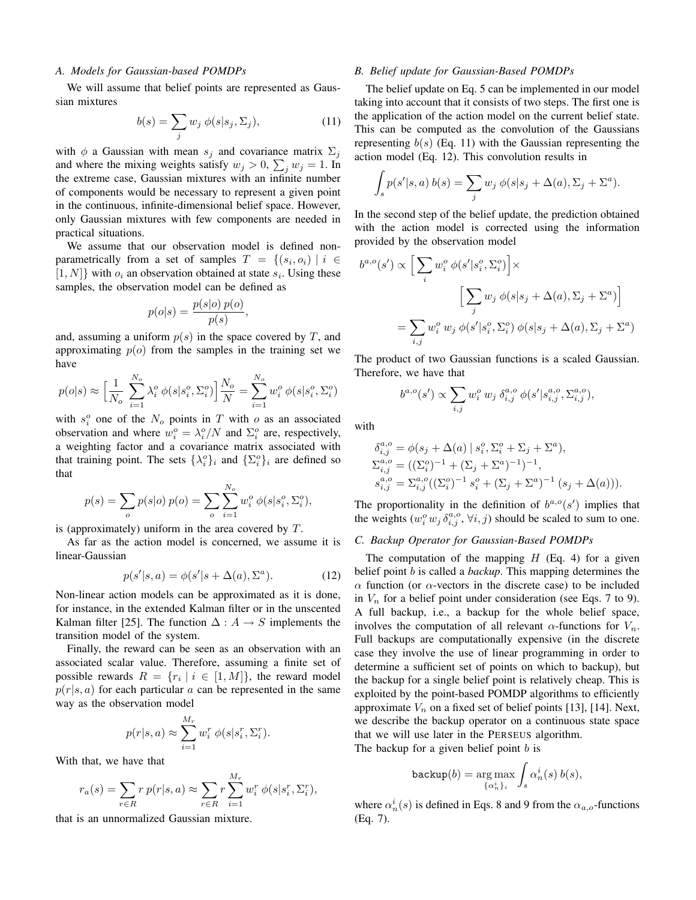### A. Models for Gaussian-based POMDPs

We will assume that belief points are represented as Gaussian mixtures

$$b(s) = \sum_j w_j \; \phi(s|s_j, \Sigma_j), \tag{11}$$

with $\phi$ a Gaussian with mean $s_j$ and covariance matrix $\Sigma_j$ and where the mixing weights satisfy $w_j > 0$, $\sum_j w_j = 1$. In the extreme case, Gaussian mixtures with an infinite number of components would be necessary to represent a given point in the continuous, infinite-dimensional belief space. However, only Gaussian mixtures with few components are needed in practical situations.

We assume that our observation model is defined non-parametrically from a set of samples $T = \{(s_i, o_i) \mid i \in [1, N]\}$ with $o_i$ an observation obtained at state $s_i$. Using these samples, the observation model can be defined as

$$p(o|s) = \frac{p(s|o)\, p(o)}{p(s)},$$

and, assuming a uniform $p(s)$ in the space covered by $T$, and approximating $p(o)$ from the samples in the training set we have

$$p(o|s) \approx \Big[\frac{1}{N_o} \sum_{i=1}^{N_o} \lambda_i^o \; \phi(s|s_i^o, \Sigma_i^o)\Big] \frac{N_o}{N} = \sum_{i=1}^{N_o} w_i^o \; \phi(s|s_i^o, \Sigma_i^o)$$

with $s_i^o$ one of the $N_o$ points in $T$ with $o$ as an associated observation and where $w_i^o = \lambda_i^o / N$ and $\Sigma_i^o$ are, respectively, a weighting factor and a covariance matrix associated with that training point. The sets $\{\lambda_i^o\}_i$ and $\{\Sigma_i^o\}_i$ are defined so that

$$p(s) = \sum_o p(s|o)\, p(o) = \sum_o \sum_{i=1}^{N_o} w_i^o \; \phi(s|s_i^o, \Sigma_i^o),$$

is (approximately) uniform in the area covered by $T$.

As far as the action model is concerned, we assume it is linear-Gaussian

$$p(s'|s, a) = \phi(s'|s + \Delta(a), \Sigma^a). \tag{12}$$

Non-linear action models can be approximated as it is done, for instance, in the extended Kalman filter or in the unscented Kalman filter [25]. The function $\Delta : A \rightarrow S$ implements the transition model of the system.

Finally, the reward can be seen as an observation with an associated scalar value. Therefore, assuming a finite set of possible rewards $R = \{r_i \mid i \in [1, M]\}$, the reward model $p(r|s, a)$ for each particular $a$ can be represented in the same way as the observation model

$$p(r|s, a) \approx \sum_{i=1}^{M_r} w_i^r \; \phi(s|s_i^r, \Sigma_i^r).$$

With that, we have that

$$r_a(s) = \sum_{r \in R} r \; p(r|s, a) \approx \sum_{r \in R} r \sum_{i=1}^{M_r} w_i^r \; \phi(s|s_i^r, \Sigma_i^r),$$

that is an unnormalized Gaussian mixture.

### B. Belief update for Gaussian-Based POMDPs

The belief update on Eq. 5 can be implemented in our model taking into account that it consists of two steps. The first one is the application of the action model on the current belief state. This can be computed as the convolution of the Gaussians representing $b(s)$ (Eq. 11) with the Gaussian representing the action model (Eq. 12). This convolution results in

$$\int_s p(s'|s, a)\, b(s) = \sum_j w_j \; \phi(s|s_j + \Delta(a), \Sigma_j + \Sigma^a).$$

In the second step of the belief update, the prediction obtained with the action model is corrected using the information provided by the observation model

$$\begin{aligned} b^{a,o}(s') \propto & \Big[\sum_i w_i^o \; \phi(s'|s_i^o, \Sigma_i^o)\Big] \times \\ & \Big[\sum_j w_j \; \phi(s|s_j + \Delta(a), \Sigma_j + \Sigma^a)\Big] \\ = & \sum_{i,j} w_i^o \; w_j \; \phi(s'|s_i^o, \Sigma_i^o)\; \phi(s|s_j + \Delta(a), \Sigma_j + \Sigma^a) \end{aligned}$$

The product of two Gaussian functions is a scaled Gaussian. Therefore, we have that

$$b^{a,o}(s') \propto \sum_{i,j} w_i^o \; w_j \; \delta_{i,j}^{a,o} \; \phi(s'|s_{i,j}^{a,o}, \Sigma_{i,j}^{a,o}),$$

with

$$\begin{aligned} &\delta_{i,j}^{a,o} = \phi(s_j + \Delta(a) \mid s_i^o, \Sigma_i^o + \Sigma_j + \Sigma^a), \\ &\Sigma_{i,j}^{a,o} = ((\Sigma_i^o)^{-1} + (\Sigma_j + \Sigma^a)^{-1})^{-1}, \\ &s_{i,j}^{a,o} = \Sigma_{i,j}^{a,o}((\Sigma_i^o)^{-1}\; s_i^o + (\Sigma_j + \Sigma^a)^{-1}\; (s_j + \Delta(a))). \end{aligned}$$

The proportionality in the definition of $b^{a,o}(s')$ implies that the weights ($w_i^o \, w_j \, \delta_{i,j}^{a,o}$, $\forall i, j$) should be scaled to sum to one.

### C. Backup Operator for Gaussian-Based POMDPs

The computation of the mapping $H$ (Eq. 4) for a given belief point $b$ is called a *backup*. This mapping determines the $\alpha$ function (or $\alpha$-vectors in the discrete case) to be included in $V_n$ for a belief point under consideration (see Eqs. 7 to 9). A full backup, i.e., a backup for the whole belief space, involves the computation of all relevant $\alpha$-functions for $V_n$. Full backups are computationally expensive (in the discrete case they involve the use of linear programming in order to determine a sufficient set of points on which to backup), but the backup for a single belief point is relatively cheap. This is exploited by the point-based POMDP algorithms to efficiently approximate $V_n$ on a fixed set of belief points [13], [14]. Next, we describe the backup operator on a continuous state space that we will use later in the PERSEUS algorithm.

The backup for a given belief point $b$ is

$$\texttt{backup}(b) = \underset{\{\alpha_n^i\}_i}{\arg\max} \int_s \alpha_n^i(s)\, b(s),$$

where $\alpha_n^i(s)$ is defined in Eqs. 8 and 9 from the $\alpha_{a,o}$-functions (Eq. 7).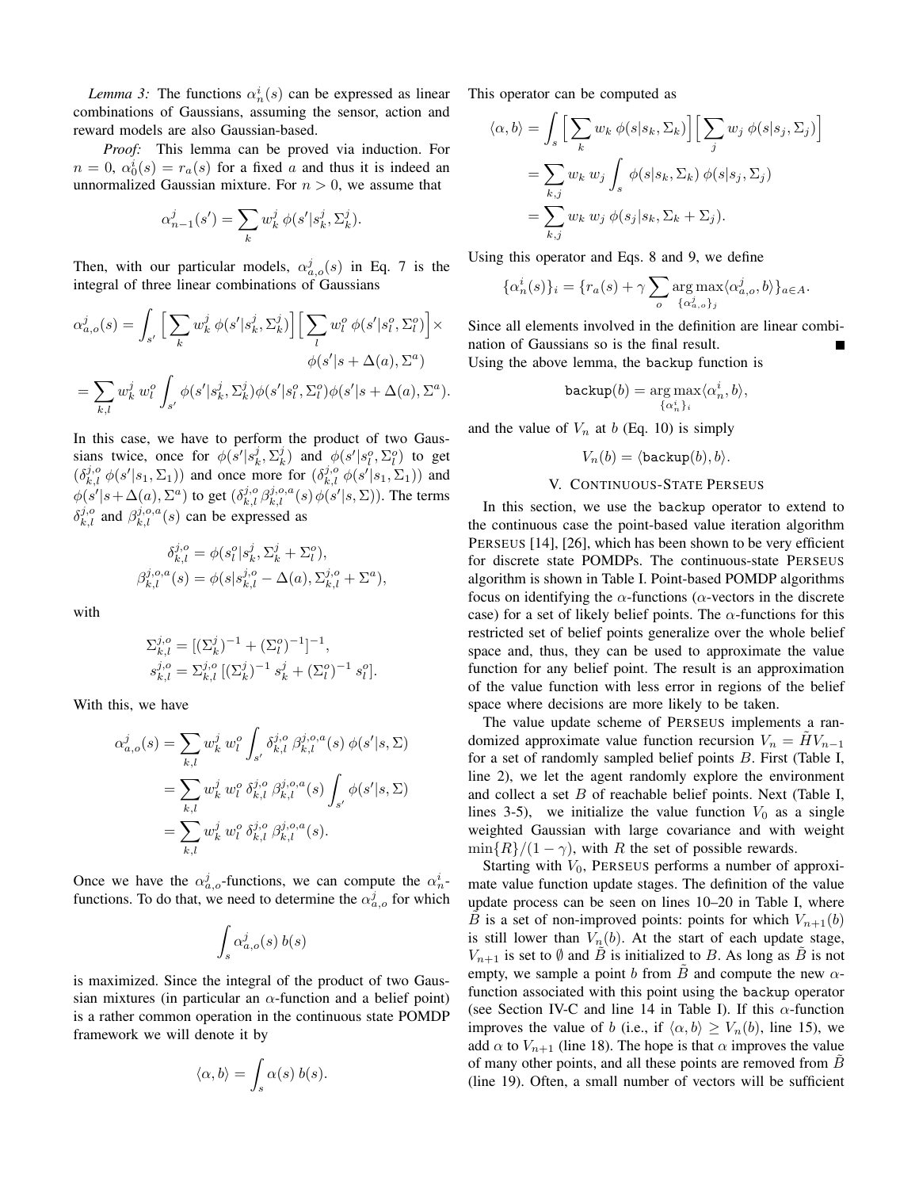*Lemma 3:* The functions $\alpha_n^i(s)$ can be expressed as linear combinations of Gaussians, assuming the sensor, action and reward models are also Gaussian-based.

*Proof:* This lemma can be proved via induction. For $n = 0$, $\alpha_0^i(s) = r_a(s)$ for a fixed $a$ and thus it is indeed an unnormalized Gaussian mixture. For $n > 0$, we assume that

$$\alpha_{n-1}^j(s') = \sum_k w_k^j \, \phi(s'|s_k^j, \Sigma_k^j).$$

Then, with our particular models, $\alpha_{a,o}^j(s)$ in Eq. 7 is the integral of three linear combinations of Gaussians

$$\alpha_{a,o}^j(s) = \int_{s'} \Big[ \sum_k w_k^j \, \phi(s'|s_k^j, \Sigma_k^j) \Big] \Big[ \sum_l w_l^o \, \phi(s'|s_l^o, \Sigma_l^o) \Big] \times \phi(s'|s + \Delta(a), \Sigma^a)$$

$$= \sum_{k,l} w_k^j \, w_l^o \int_{s'} \phi(s'|s_k^j, \Sigma_k^j) \phi(s'|s_l^o, \Sigma_l^o) \phi(s'|s + \Delta(a), \Sigma^a).$$

In this case, we have to perform the product of two Gaussians twice, once for $\phi(s'|s_k^j, \Sigma_k^j)$ and $\phi(s'|s_l^o, \Sigma_l^o)$ to get $(\delta_{k,l}^{j,o} \, \phi(s'|s_1, \Sigma_1))$ and once more for $(\delta_{k,l}^{j,o} \, \phi(s'|s_1, \Sigma_1))$ and $\phi(s'|s + \Delta(a), \Sigma^a)$ to get $(\delta_{k,l}^{j,o} \, \beta_{k,l}^{j,o,a}(s) \, \phi(s'|s, \Sigma))$. The terms $\delta_{k,l}^{j,o}$ and $\beta_{k,l}^{j,o,a}(s)$ can be expressed as

$$\delta_{k,l}^{j,o} = \phi(s_l^o|s_k^j, \Sigma_k^j + \Sigma_l^o),$$
$$\beta_{k,l}^{j,o,a}(s) = \phi(s|s_{k,l}^{j,o} - \Delta(a), \Sigma_{k,l}^{j,o} + \Sigma^a),$$

with

$$\Sigma_{k,l}^{j,o} = [(\Sigma_k^j)^{-1} + (\Sigma_l^o)^{-1}]^{-1},$$
$$s_{k,l}^{j,o} = \Sigma_{k,l}^{j,o} \, [(\Sigma_k^j)^{-1} \, s_k^j + (\Sigma_l^o)^{-1} \, s_l^o].$$

With this, we have

$$\alpha_{a,o}^j(s) = \sum_{k,l} w_k^j \, w_l^o \int_{s'} \delta_{k,l}^{j,o} \, \beta_{k,l}^{j,o,a}(s) \, \phi(s'|s, \Sigma)$$
$$= \sum_{k,l} w_k^j \, w_l^o \, \delta_{k,l}^{j,o} \, \beta_{k,l}^{j,o,a}(s) \int_{s'} \phi(s'|s, \Sigma)$$
$$= \sum_{k,l} w_k^j \, w_l^o \, \delta_{k,l}^{j,o} \, \beta_{k,l}^{j,o,a}(s).$$

Once we have the $\alpha_{a,o}^j$-functions, we can compute the $\alpha_n^i$-functions. To do that, we need to determine the $\alpha_{a,o}^j$ for which

$$\int_s \alpha_{a,o}^j(s) \, b(s)$$

is maximized. Since the integral of the product of two Gaussian mixtures (in particular an $\alpha$-function and a belief point) is a rather common operation in the continuous state POMDP framework we will denote it by

$$\langle \alpha, b \rangle = \int_s \alpha(s) \, b(s).$$

This operator can be computed as

$$\langle \alpha, b \rangle = \int_s \Big[ \sum_k w_k \, \phi(s|s_k, \Sigma_k) \Big] \Big[ \sum_j w_j \, \phi(s|s_j, \Sigma_j) \Big]$$
$$= \sum_{k,j} w_k \, w_j \int_s \phi(s|s_k, \Sigma_k) \, \phi(s|s_j, \Sigma_j)$$
$$= \sum_{k,j} w_k \, w_j \, \phi(s_j|s_k, \Sigma_k + \Sigma_j).$$

Using this operator and Eqs. 8 and 9, we define

$$\{\alpha_n^i(s)\}_i = \{r_a(s) + \gamma \sum_o \underset{\{\alpha_{a,o}^j\}_j}{\arg\max} \langle \alpha_{a,o}^j, b \rangle\}_{a \in A}.$$

Since all elements involved in the definition are linear combination of Gaussians so is the final result. ∎

Using the above lemma, the `backup` function is

$$\texttt{backup}(b) = \underset{\{\alpha_n^i\}_i}{\arg\max} \langle \alpha_n^i, b \rangle,$$

and the value of $V_n$ at $b$ (Eq. 10) is simply

$$V_n(b) = \langle \texttt{backup}(b), b \rangle.$$

## V. Continuous-State Perseus

In this section, we use the `backup` operator to extend to the continuous case the point-based value iteration algorithm Perseus [14], [26], which has been shown to be very efficient for discrete state POMDPs. The continuous-state Perseus algorithm is shown in Table I. Point-based POMDP algorithms focus on identifying the $\alpha$-functions ($\alpha$-vectors in the discrete case) for a set of likely belief points. The $\alpha$-functions for this restricted set of belief points generalize over the whole belief space and, thus, they can be used to approximate the value function for any belief point. The result is an approximation of the value function with less error in regions of the belief space where decisions are more likely to be taken.

The value update scheme of Perseus implements a randomized approximate value function recursion $V_n = \tilde{H} V_{n-1}$ for a set of randomly sampled belief points $B$. First (Table I, line 2), we let the agent randomly explore the environment and collect a set $B$ of reachable belief points. Next (Table I, lines 3-5), we initialize the value function $V_0$ as a single weighted Gaussian with large covariance and with weight $\min\{R\}/(1-\gamma)$, with $R$ the set of possible rewards.

Starting with $V_0$, Perseus performs a number of approximate value function update stages. The definition of the value update process can be seen on lines 10–20 in Table I, where $\tilde{B}$ is a set of non-improved points: points for which $V_{n+1}(b)$ is still lower than $V_n(b)$. At the start of each update stage, $V_{n+1}$ is set to $\emptyset$ and $\tilde{B}$ is initialized to $B$. As long as $\tilde{B}$ is not empty, we sample a point $b$ from $\tilde{B}$ and compute the new $\alpha$-function associated with this point using the `backup` operator (see Section IV-C and line 14 in Table I). If this $\alpha$-function improves the value of $b$ (i.e., if $\langle \alpha, b \rangle \geq V_n(b)$, line 15), we add $\alpha$ to $V_{n+1}$ (line 18). The hope is that $\alpha$ improves the value of many other points, and all these points are removed from $\tilde{B}$ (line 19). Often, a small number of vectors will be sufficient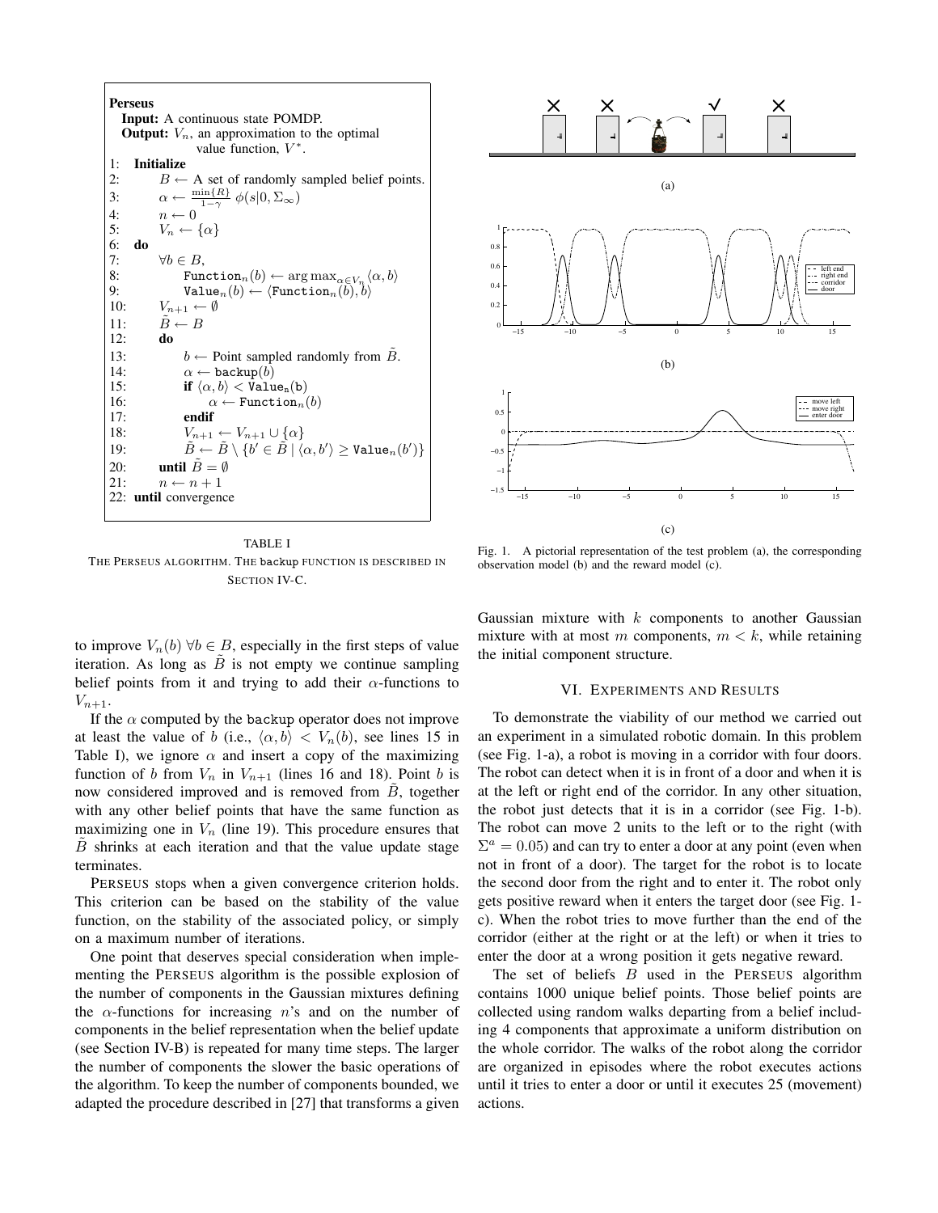**Perseus**

**Input:** A continuous state POMDP.

**Output:** $V_n$, an approximation to the optimal value function, $V^*$.

```
1:  Initialize
2:      B ← A set of randomly sampled belief points.
3:      α ← (min{R} / (1−γ)) φ(s|0, Σ_∞)
4:      n ← 0
5:      V_n ← {α}
6:  do
7:      ∀b ∈ B,
8:          Function_n(b) ← argmax_{α∈V_n} ⟨α, b⟩
9:          Value_n(b) ← ⟨Function_n(b), b⟩
10:     V_{n+1} ← ∅
11:     B̃ ← B
12:     do
13:         b ← Point sampled randomly from B̃.
14:         α ← backup(b)
15:         if ⟨α, b⟩ < Value_n(b)
16:             α ← Function_n(b)
17:         endif
18:         V_{n+1} ← V_{n+1} ∪ {α}
19:         B̃ ← B̃ \ {b' ∈ B̃ | ⟨α, b'⟩ ≥ Value_n(b')}
20:     until B̃ = ∅
21:     n ← n + 1
22: until convergence
```

TABLE I

THE PERSEUS ALGORITHM. THE backup FUNCTION IS DESCRIBED IN SECTION IV-C.

to improve $V_n(b)\ \forall b \in B$, especially in the first steps of value iteration. As long as $\tilde{B}$ is not empty we continue sampling belief points from it and trying to add their $\alpha$-functions to $V_{n+1}$.

If the $\alpha$ computed by the backup operator does not improve at least the value of $b$ (i.e., $\langle \alpha, b \rangle < V_n(b)$, see lines 15 in Table I), we ignore $\alpha$ and insert a copy of the maximizing function of $b$ from $V_n$ in $V_{n+1}$ (lines 16 and 18). Point $b$ is now considered improved and is removed from $\tilde{B}$, together with any other belief points that have the same function as maximizing one in $V_n$ (line 19). This procedure ensures that $\tilde{B}$ shrinks at each iteration and that the value update stage terminates.

PERSEUS stops when a given convergence criterion holds. This criterion can be based on the stability of the value function, on the stability of the associated policy, or simply on a maximum number of iterations.

One point that deserves special consideration when implementing the PERSEUS algorithm is the possible explosion of the number of components in the Gaussian mixtures defining the $\alpha$-functions for increasing $n$'s and on the number of components in the belief representation when the belief update (see Section IV-B) is repeated for many time steps. The larger the number of components the slower the basic operations of the algorithm. To keep the number of components bounded, we adapted the procedure described in [27] that transforms a given Gaussian mixture with $k$ components to another Gaussian mixture with at most $m$ components, $m < k$, while retaining the initial component structure.

Fig. 1. A pictorial representation of the test problem (a), the corresponding observation model (b) and the reward model (c).

## VI. EXPERIMENTS AND RESULTS

To demonstrate the viability of our method we carried out an experiment in a simulated robotic domain. In this problem (see Fig. 1-a), a robot is moving in a corridor with four doors. The robot can detect when it is in front of a door and when it is at the left or right end of the corridor. In any other situation, the robot just detects that it is in a corridor (see Fig. 1-b). The robot can move 2 units to the left or to the right (with $\Sigma^a = 0.05$) and can try to enter a door at any point (even when not in front of a door). The target for the robot is to locate the second door from the right and to enter it. The robot only gets positive reward when it enters the target door (see Fig. 1-c). When the robot tries to move further than the end of the corridor (either at the right or at the left) or when it tries to enter the door at a wrong position it gets negative reward.

The set of beliefs $B$ used in the PERSEUS algorithm contains 1000 unique belief points. Those belief points are collected using random walks departing from a belief including 4 components that approximate a uniform distribution on the whole corridor. The walks of the robot along the corridor are organized in episodes where the robot executes actions until it tries to enter a door or until it executes 25 (movement) actions.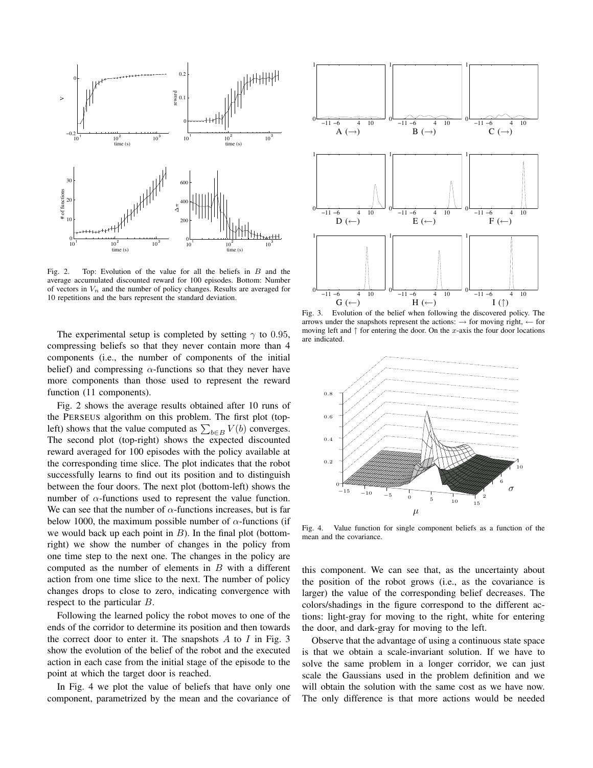Fig. 2. Top: Evolution of the value for all the beliefs in $B$ and the average accumulated discounted reward for 100 episodes. Bottom: Number of vectors in $V_n$ and the number of policy changes. Results are averaged for 10 repetitions and the bars represent the standard deviation.

The experimental setup is completed by setting $\gamma$ to 0.95, compressing beliefs so that they never contain more than 4 components (i.e., the number of components of the initial belief) and compressing $\alpha$-functions so that they never have more components than those used to represent the reward function (11 components).

Fig. 2 shows the average results obtained after 10 runs of the PERSEUS algorithm on this problem. The first plot (top-left) shows that the value computed as $\sum_{b \in B} V(b)$ converges. The second plot (top-right) shows the expected discounted reward averaged for 100 episodes with the policy available at the corresponding time slice. The plot indicates that the robot successfully learns to find out its position and to distinguish between the four doors. The next plot (bottom-left) shows the number of $\alpha$-functions used to represent the value function. We can see that the number of $\alpha$-functions increases, but is far below 1000, the maximum possible number of $\alpha$-functions (if we would back up each point in $B$). In the final plot (bottom-right) we show the number of changes in the policy from one time step to the next one. The changes in the policy are computed as the number of elements in $B$ with a different action from one time slice to the next. The number of policy changes drops to close to zero, indicating convergence with respect to the particular $B$.

Following the learned policy the robot moves to one of the ends of the corridor to determine its position and then towards the correct door to enter it. The snapshots $A$ to $I$ in Fig. 3 show the evolution of the belief of the robot and the executed action in each case from the initial stage of the episode to the point at which the target door is reached.

In Fig. 4 we plot the value of beliefs that have only one component, parametrized by the mean and the covariance of this component. We can see that, as the uncertainty about the position of the robot grows (i.e., as the covariance is larger) the value of the corresponding belief decreases. The colors/shadings in the figure correspond to the different actions: light-gray for moving to the right, white for entering the door, and dark-gray for moving to the left.

Fig. 3. Evolution of the belief when following the discovered policy. The arrows under the snapshots represent the actions: $\rightarrow$ for moving right, $\leftarrow$ for moving left and $\uparrow$ for entering the door. On the $x$-axis the four door locations are indicated.

Fig. 4. Value function for single component beliefs as a function of the mean and the covariance.

Observe that the advantage of using a continuous state space is that we obtain a scale-invariant solution. If we have to solve the same problem in a longer corridor, we can just scale the Gaussians used in the problem definition and we will obtain the solution with the same cost as we have now. The only difference is that more actions would be needed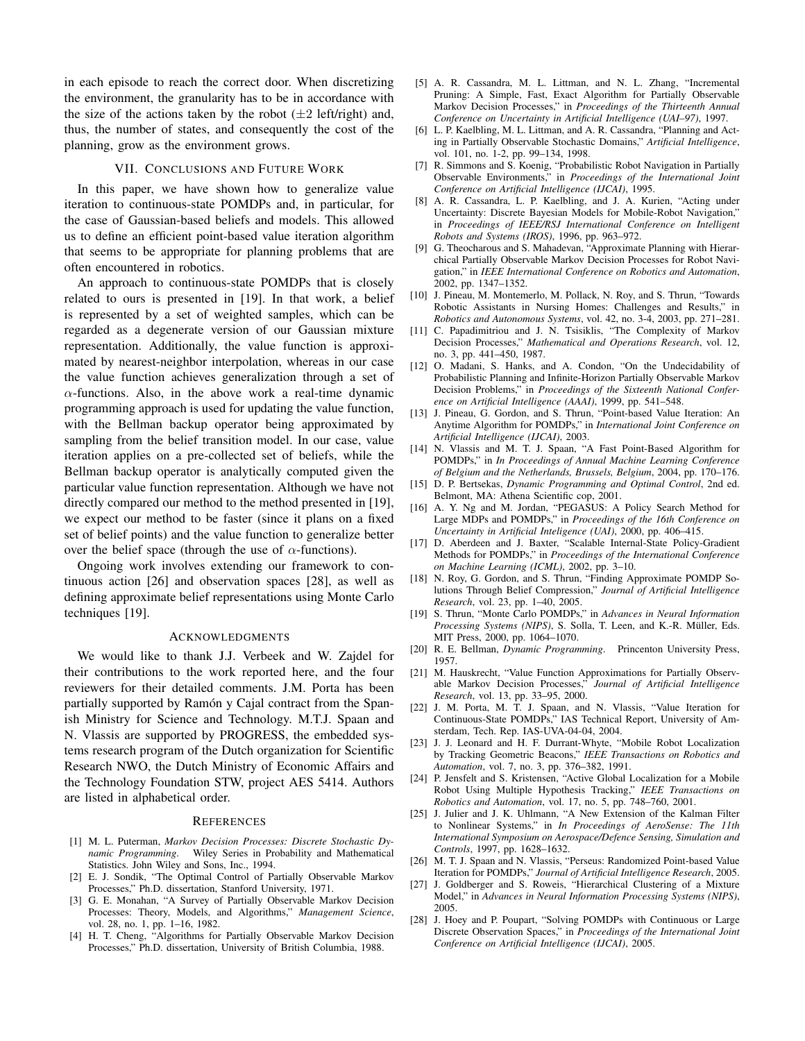in each episode to reach the correct door. When discretizing the environment, the granularity has to be in accordance with the size of the actions taken by the robot ($\pm 2$ left/right) and, thus, the number of states, and consequently the cost of the planning, grow as the environment grows.

## VII. Conclusions and Future Work

In this paper, we have shown how to generalize value iteration to continuous-state POMDPs and, in particular, for the case of Gaussian-based beliefs and models. This allowed us to define an efficient point-based value iteration algorithm that seems to be appropriate for planning problems that are often encountered in robotics.

An approach to continuous-state POMDPs that is closely related to ours is presented in [19]. In that work, a belief is represented by a set of weighted samples, which can be regarded as a degenerate version of our Gaussian mixture representation. Additionally, the value function is approximated by nearest-neighbor interpolation, whereas in our case the value function achieves generalization through a set of $\alpha$-functions. Also, in the above work a real-time dynamic programming approach is used for updating the value function, with the Bellman backup operator being approximated by sampling from the belief transition model. In our case, value iteration applies on a pre-collected set of beliefs, while the Bellman backup operator is analytically computed given the particular value function representation. Although we have not directly compared our method to the method presented in [19], we expect our method to be faster (since it plans on a fixed set of belief points) and the value function to generalize better over the belief space (through the use of $\alpha$-functions).

Ongoing work involves extending our framework to continuous action [26] and observation spaces [28], as well as defining approximate belief representations using Monte Carlo techniques [19].

## Acknowledgments

We would like to thank J.J. Verbeek and W. Zajdel for their contributions to the work reported here, and the four reviewers for their detailed comments. J.M. Porta has been partially supported by Ramón y Cajal contract from the Spanish Ministry for Science and Technology. M.T.J. Spaan and N. Vlassis are supported by PROGRESS, the embedded systems research program of the Dutch organization for Scientific Research NWO, the Dutch Ministry of Economic Affairs and the Technology Foundation STW, project AES 5414. Authors are listed in alphabetical order.

## References

[1] M. L. Puterman, *Markov Decision Processes: Discrete Stochastic Dynamic Programming*. Wiley Series in Probability and Mathematical Statistics. John Wiley and Sons, Inc., 1994.

[2] E. J. Sondik, "The Optimal Control of Partially Observable Markov Processes," Ph.D. dissertation, Stanford University, 1971.

[3] G. E. Monahan, "A Survey of Partially Observable Markov Decision Processes: Theory, Models, and Algorithms," *Management Science*, vol. 28, no. 1, pp. 1–16, 1982.

[4] H. T. Cheng, "Algorithms for Partially Observable Markov Decision Processes," Ph.D. dissertation, University of British Columbia, 1988.

[5] A. R. Cassandra, M. L. Littman, and N. L. Zhang, "Incremental Pruning: A Simple, Fast, Exact Algorithm for Partially Observable Markov Decision Processes," in *Proceedings of the Thirteenth Annual Conference on Uncertainty in Artificial Intelligence (UAI–97)*, 1997.

[6] L. P. Kaelbling, M. L. Littman, and A. R. Cassandra, "Planning and Acting in Partially Observable Stochastic Domains," *Artificial Intelligence*, vol. 101, no. 1-2, pp. 99–134, 1998.

[7] R. Simmons and S. Koenig, "Probabilistic Robot Navigation in Partially Observable Environments," in *Proceedings of the International Joint Conference on Artificial Intelligence (IJCAI)*, 1995.

[8] A. R. Cassandra, L. P. Kaelbling, and J. A. Kurien, "Acting under Uncertainty: Discrete Bayesian Models for Mobile-Robot Navigation," in *Proceedings of IEEE/RSJ International Conference on Intelligent Robots and Systems (IROS)*, 1996, pp. 963–972.

[9] G. Theocharous and S. Mahadevan, "Approximate Planning with Hierarchical Partially Observable Markov Decision Processes for Robot Navigation," in *IEEE International Conference on Robotics and Automation*, 2002, pp. 1347–1352.

[10] J. Pineau, M. Montemerlo, M. Pollack, N. Roy, and S. Thrun, "Towards Robotic Assistants in Nursing Homes: Challenges and Results," in *Robotics and Autonomous Systems*, vol. 42, no. 3-4, 2003, pp. 271–281.

[11] C. Papadimitriou and J. N. Tsisiklis, "The Complexity of Markov Decision Processes," *Mathematical and Operations Research*, vol. 12, no. 3, pp. 441–450, 1987.

[12] O. Madani, S. Hanks, and A. Condon, "On the Undecidability of Probabilistic Planning and Infinite-Horizon Partially Observable Markov Decision Problems," in *Proceedings of the Sixteenth National Conference on Artificial Intelligence (AAAI)*, 1999, pp. 541–548.

[13] J. Pineau, G. Gordon, and S. Thrun, "Point-based Value Iteration: An Anytime Algorithm for POMDPs," in *International Joint Conference on Artificial Intelligence (IJCAI)*, 2003.

[14] N. Vlassis and M. T. J. Spaan, "A Fast Point-Based Algorithm for POMDPs," in *In Proceedings of Annual Machine Learning Conference of Belgium and the Netherlands, Brussels, Belgium*, 2004, pp. 170–176.

[15] D. P. Bertsekas, *Dynamic Programming and Optimal Control*, 2nd ed. Belmont, MA: Athena Scientific cop, 2001.

[16] A. Y. Ng and M. Jordan, "PEGASUS: A Policy Search Method for Large MDPs and POMDPs," in *Proceedings of the 16th Conference on Uncertainty in Artificial Inteligence (UAI)*, 2000, pp. 406–415.

[17] D. Aberdeen and J. Baxter, "Scalable Internal-State Policy-Gradient Methods for POMDPs," in *Proceedings of the International Conference on Machine Learning (ICML)*, 2002, pp. 3–10.

[18] N. Roy, G. Gordon, and S. Thrun, "Finding Approximate POMDP Solutions Through Belief Compression," *Journal of Artificial Intelligence Research*, vol. 23, pp. 1–40, 2005.

[19] S. Thrun, "Monte Carlo POMDPs," in *Advances in Neural Information Processing Systems (NIPS)*, S. Solla, T. Leen, and K.-R. Müller, Eds. MIT Press, 2000, pp. 1064–1070.

[20] R. E. Bellman, *Dynamic Programming*. Princenton University Press, 1957.

[21] M. Hauskrecht, "Value Function Approximations for Partially Observable Markov Decision Processes," *Journal of Artificial Intelligence Research*, vol. 13, pp. 33–95, 2000.

[22] J. M. Porta, M. T. J. Spaan, and N. Vlassis, "Value Iteration for Continuous-State POMDPs," IAS Technical Report, University of Amsterdam, Tech. Rep. IAS-UVA-04-04, 2004.

[23] J. J. Leonard and H. F. Durrant-Whyte, "Mobile Robot Localization by Tracking Geometric Beacons," *IEEE Transactions on Robotics and Automation*, vol. 7, no. 3, pp. 376–382, 1991.

[24] P. Jensfelt and S. Kristensen, "Active Global Localization for a Mobile Robot Using Multiple Hypothesis Tracking," *IEEE Transactions on Robotics and Automation*, vol. 17, no. 5, pp. 748–760, 2001.

[25] J. Julier and J. K. Uhlmann, "A New Extension of the Kalman Filter to Nonlinear Systems," in *In Proceedings of AeroSense: The 11th International Symposium on Aerospace/Defence Sensing, Simulation and Controls*, 1997, pp. 1628–1632.

[26] M. T. J. Spaan and N. Vlassis, "Perseus: Randomized Point-based Value Iteration for POMDPs," *Journal of Artificial Intelligence Research*, 2005.

[27] J. Goldberger and S. Roweis, "Hierarchical Clustering of a Mixture Model," in *Advances in Neural Information Processing Systems (NIPS)*, 2005.

[28] J. Hoey and P. Poupart, "Solving POMDPs with Continuous or Large Discrete Observation Spaces," in *Proceedings of the International Joint Conference on Artificial Intelligence (IJCAI)*, 2005.